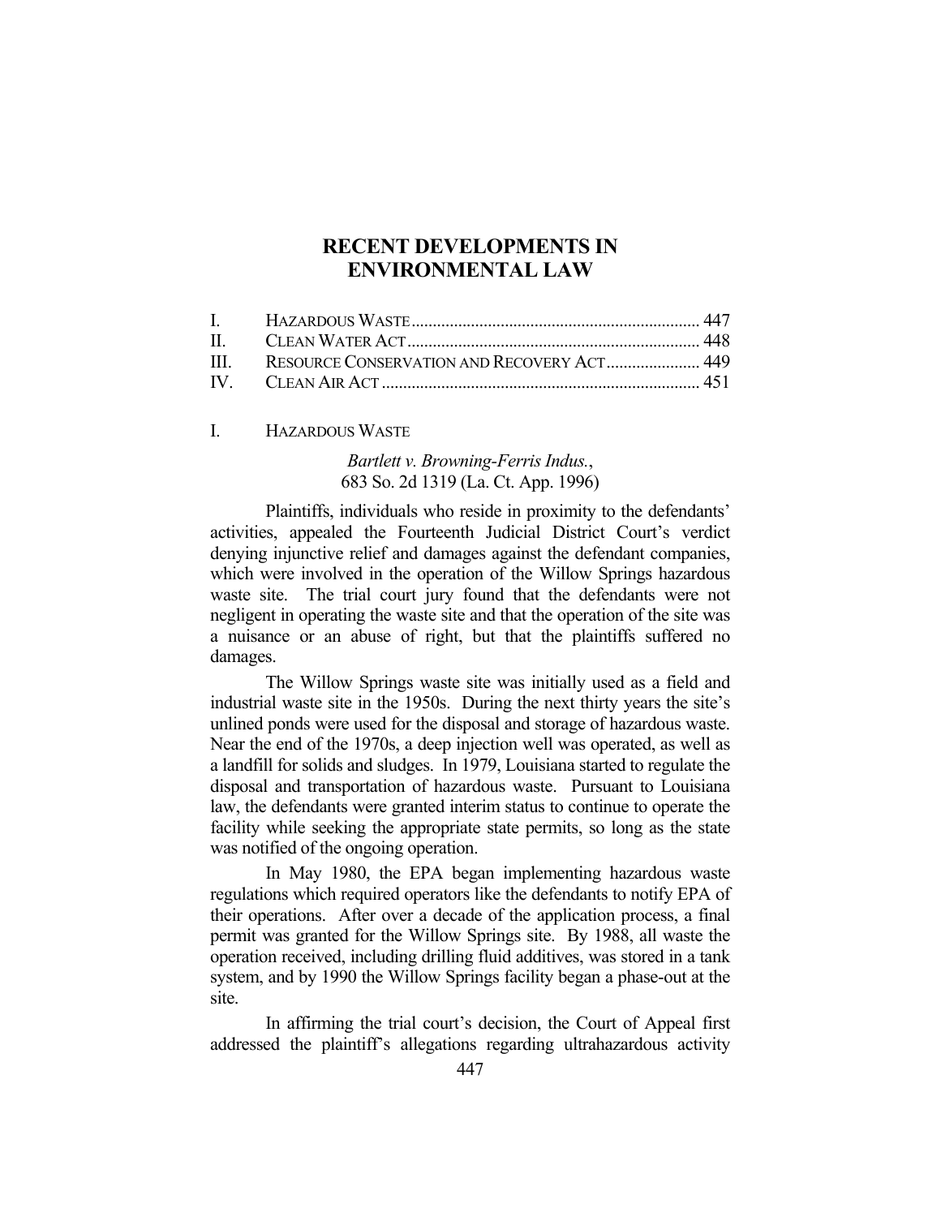# RECENT DEVELOPMENTS IN ENVIRONMENTAL LAW

| | | |
|---|---|---|
| I. | HAZARDOUS WASTE | 447 |
| II. | CLEAN WATER ACT | 448 |
| III. | RESOURCE CONSERVATION AND RECOVERY ACT | 449 |
| IV. | CLEAN AIR ACT | 451 |

## I. HAZARDOUS WASTE

*Bartlett v. Browning-Ferris Indus.*,
683 So. 2d 1319 (La. Ct. App. 1996)

Plaintiffs, individuals who reside in proximity to the defendants' activities, appealed the Fourteenth Judicial District Court's verdict denying injunctive relief and damages against the defendant companies, which were involved in the operation of the Willow Springs hazardous waste site. The trial court jury found that the defendants were not negligent in operating the waste site and that the operation of the site was a nuisance or an abuse of right, but that the plaintiffs suffered no damages.

The Willow Springs waste site was initially used as a field and industrial waste site in the 1950s. During the next thirty years the site's unlined ponds were used for the disposal and storage of hazardous waste. Near the end of the 1970s, a deep injection well was operated, as well as a landfill for solids and sludges. In 1979, Louisiana started to regulate the disposal and transportation of hazardous waste. Pursuant to Louisiana law, the defendants were granted interim status to continue to operate the facility while seeking the appropriate state permits, so long as the state was notified of the ongoing operation.

In May 1980, the EPA began implementing hazardous waste regulations which required operators like the defendants to notify EPA of their operations. After over a decade of the application process, a final permit was granted for the Willow Springs site. By 1988, all waste the operation received, including drilling fluid additives, was stored in a tank system, and by 1990 the Willow Springs facility began a phase-out at the site.

In affirming the trial court's decision, the Court of Appeal first addressed the plaintiff's allegations regarding ultrahazardous activity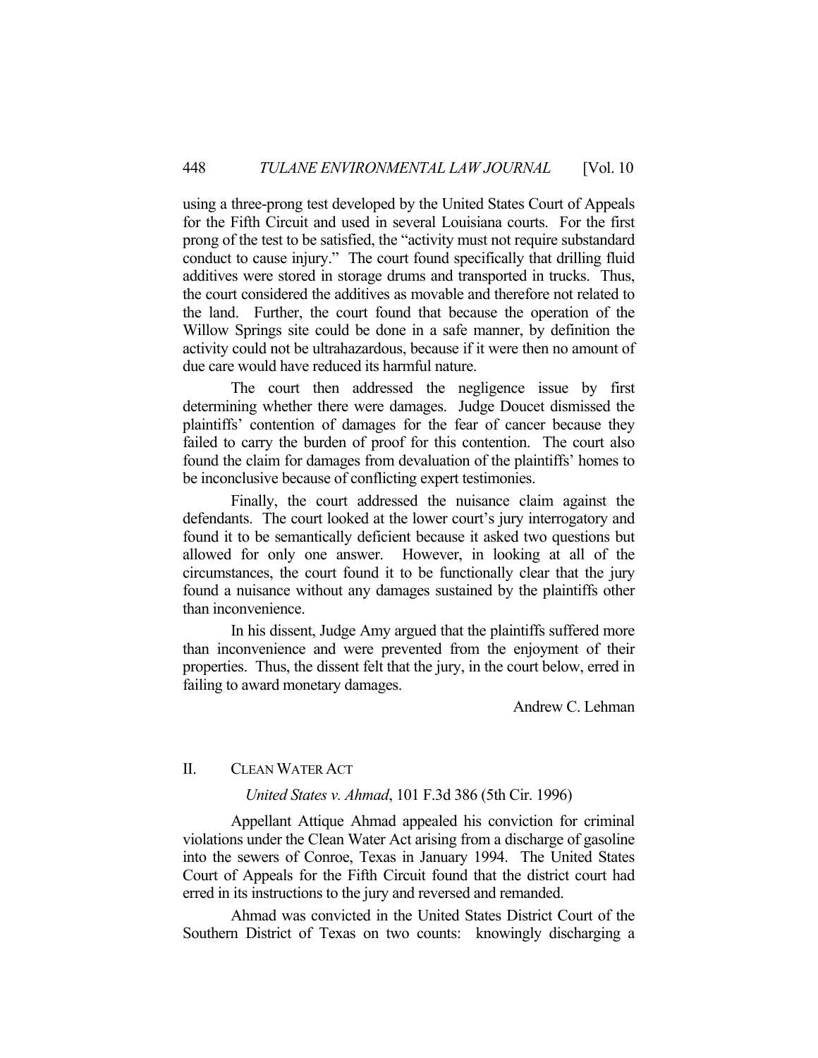using a three-prong test developed by the United States Court of Appeals for the Fifth Circuit and used in several Louisiana courts. For the first prong of the test to be satisfied, the "activity must not require substandard conduct to cause injury." The court found specifically that drilling fluid additives were stored in storage drums and transported in trucks. Thus, the court considered the additives as movable and therefore not related to the land. Further, the court found that because the operation of the Willow Springs site could be done in a safe manner, by definition the activity could not be ultrahazardous, because if it were then no amount of due care would have reduced its harmful nature.

The court then addressed the negligence issue by first determining whether there were damages. Judge Doucet dismissed the plaintiffs' contention of damages for the fear of cancer because they failed to carry the burden of proof for this contention. The court also found the claim for damages from devaluation of the plaintiffs' homes to be inconclusive because of conflicting expert testimonies.

Finally, the court addressed the nuisance claim against the defendants. The court looked at the lower court's jury interrogatory and found it to be semantically deficient because it asked two questions but allowed for only one answer. However, in looking at all of the circumstances, the court found it to be functionally clear that the jury found a nuisance without any damages sustained by the plaintiffs other than inconvenience.

In his dissent, Judge Amy argued that the plaintiffs suffered more than inconvenience and were prevented from the enjoyment of their properties. Thus, the dissent felt that the jury, in the court below, erred in failing to award monetary damages.

Andrew C. Lehman

## II. CLEAN WATER ACT

### *United States v. Ahmad*, 101 F.3d 386 (5th Cir. 1996)

Appellant Attique Ahmad appealed his conviction for criminal violations under the Clean Water Act arising from a discharge of gasoline into the sewers of Conroe, Texas in January 1994. The United States Court of Appeals for the Fifth Circuit found that the district court had erred in its instructions to the jury and reversed and remanded.

Ahmad was convicted in the United States District Court of the Southern District of Texas on two counts: knowingly discharging a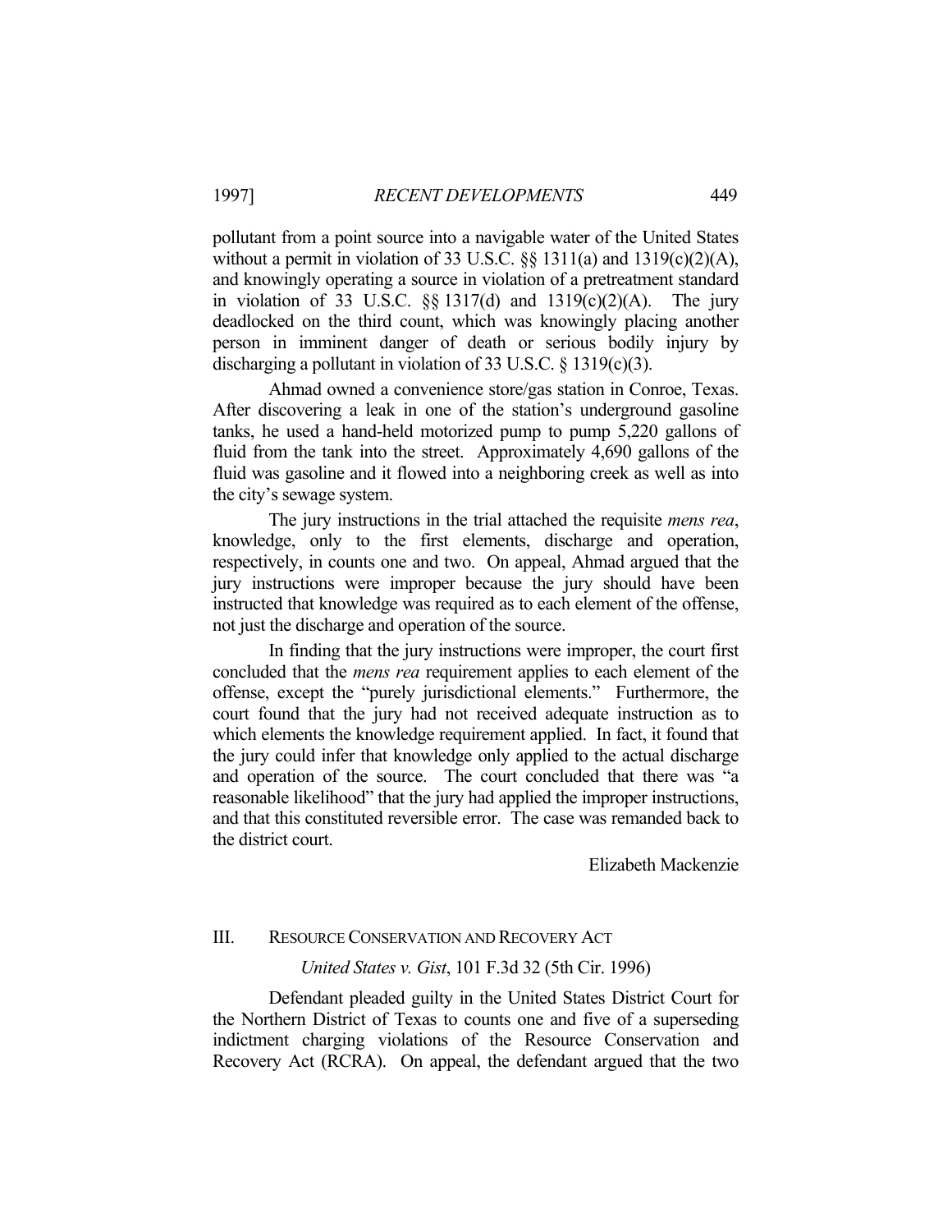pollutant from a point source into a navigable water of the United States without a permit in violation of 33 U.S.C. §§ 1311(a) and 1319(c)(2)(A), and knowingly operating a source in violation of a pretreatment standard in violation of 33 U.S.C. §§ 1317(d) and 1319(c)(2)(A). The jury deadlocked on the third count, which was knowingly placing another person in imminent danger of death or serious bodily injury by discharging a pollutant in violation of 33 U.S.C. § 1319(c)(3).

Ahmad owned a convenience store/gas station in Conroe, Texas. After discovering a leak in one of the station's underground gasoline tanks, he used a hand-held motorized pump to pump 5,220 gallons of fluid from the tank into the street. Approximately 4,690 gallons of the fluid was gasoline and it flowed into a neighboring creek as well as into the city's sewage system.

The jury instructions in the trial attached the requisite *mens rea*, knowledge, only to the first elements, discharge and operation, respectively, in counts one and two. On appeal, Ahmad argued that the jury instructions were improper because the jury should have been instructed that knowledge was required as to each element of the offense, not just the discharge and operation of the source.

In finding that the jury instructions were improper, the court first concluded that the *mens rea* requirement applies to each element of the offense, except the "purely jurisdictional elements." Furthermore, the court found that the jury had not received adequate instruction as to which elements the knowledge requirement applied. In fact, it found that the jury could infer that knowledge only applied to the actual discharge and operation of the source. The court concluded that there was "a reasonable likelihood" that the jury had applied the improper instructions, and that this constituted reversible error. The case was remanded back to the district court.

Elizabeth Mackenzie

## III. RESOURCE CONSERVATION AND RECOVERY ACT

*United States v. Gist*, 101 F.3d 32 (5th Cir. 1996)

Defendant pleaded guilty in the United States District Court for the Northern District of Texas to counts one and five of a superseding indictment charging violations of the Resource Conservation and Recovery Act (RCRA). On appeal, the defendant argued that the two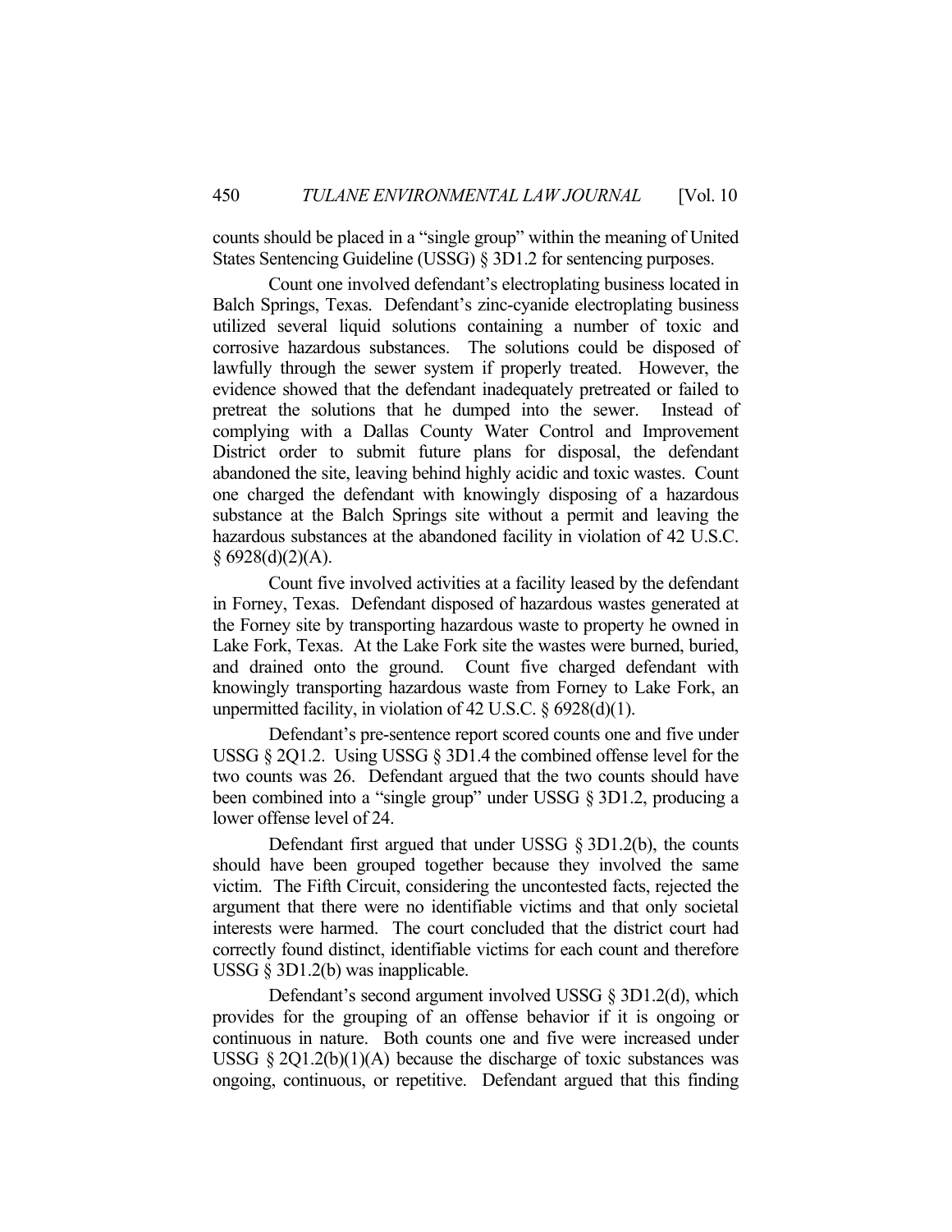counts should be placed in a "single group" within the meaning of United States Sentencing Guideline (USSG) § 3D1.2 for sentencing purposes.

Count one involved defendant's electroplating business located in Balch Springs, Texas. Defendant's zinc-cyanide electroplating business utilized several liquid solutions containing a number of toxic and corrosive hazardous substances. The solutions could be disposed of lawfully through the sewer system if properly treated. However, the evidence showed that the defendant inadequately pretreated or failed to pretreat the solutions that he dumped into the sewer. Instead of complying with a Dallas County Water Control and Improvement District order to submit future plans for disposal, the defendant abandoned the site, leaving behind highly acidic and toxic wastes. Count one charged the defendant with knowingly disposing of a hazardous substance at the Balch Springs site without a permit and leaving the hazardous substances at the abandoned facility in violation of 42 U.S.C. § 6928(d)(2)(A).

Count five involved activities at a facility leased by the defendant in Forney, Texas. Defendant disposed of hazardous wastes generated at the Forney site by transporting hazardous waste to property he owned in Lake Fork, Texas. At the Lake Fork site the wastes were burned, buried, and drained onto the ground. Count five charged defendant with knowingly transporting hazardous waste from Forney to Lake Fork, an unpermitted facility, in violation of 42 U.S.C. § 6928(d)(1).

Defendant's pre-sentence report scored counts one and five under USSG § 2Q1.2. Using USSG § 3D1.4 the combined offense level for the two counts was 26. Defendant argued that the two counts should have been combined into a "single group" under USSG § 3D1.2, producing a lower offense level of 24.

Defendant first argued that under USSG § 3D1.2(b), the counts should have been grouped together because they involved the same victim. The Fifth Circuit, considering the uncontested facts, rejected the argument that there were no identifiable victims and that only societal interests were harmed. The court concluded that the district court had correctly found distinct, identifiable victims for each count and therefore USSG § 3D1.2(b) was inapplicable.

Defendant's second argument involved USSG § 3D1.2(d), which provides for the grouping of an offense behavior if it is ongoing or continuous in nature. Both counts one and five were increased under USSG § 2Q1.2(b)(1)(A) because the discharge of toxic substances was ongoing, continuous, or repetitive. Defendant argued that this finding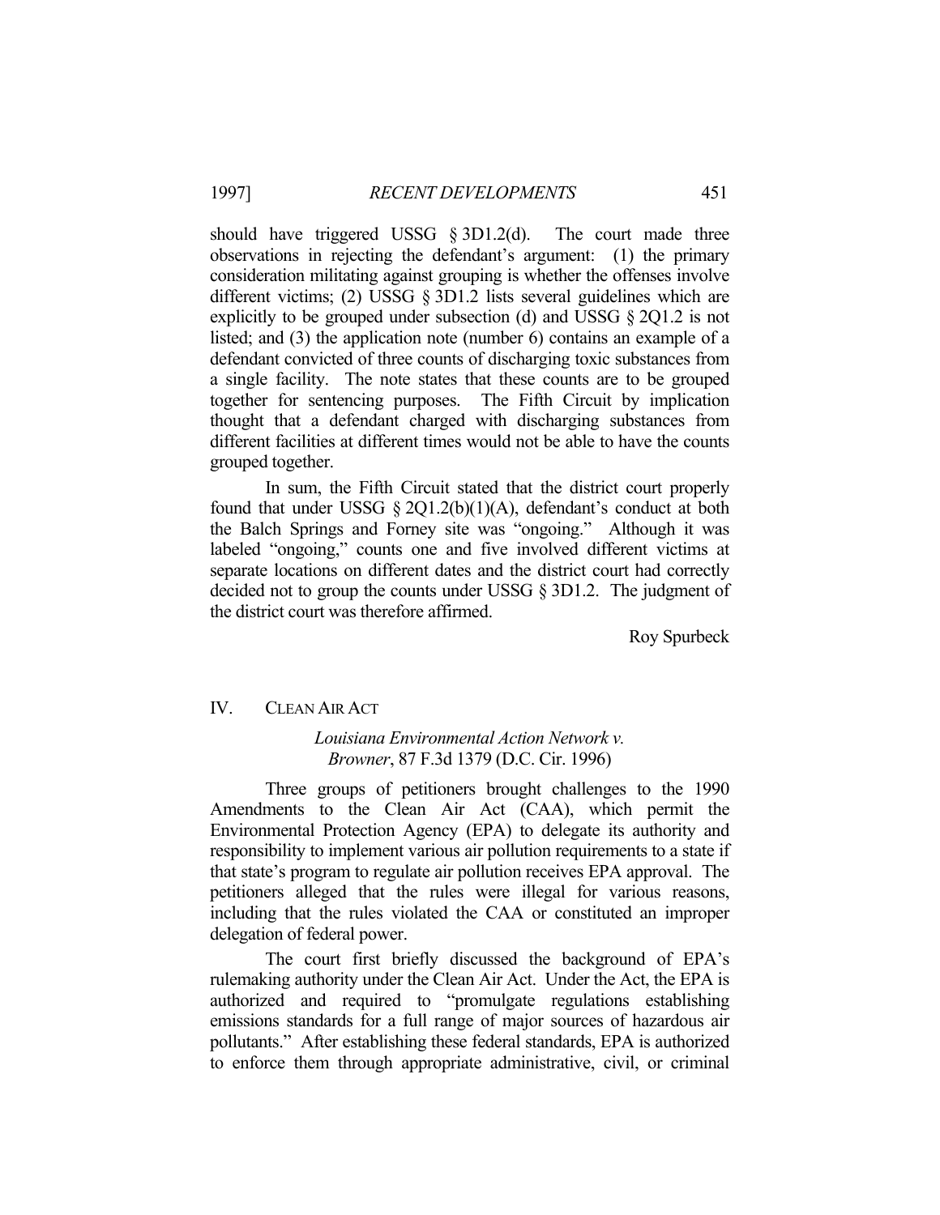should have triggered USSG § 3D1.2(d). The court made three observations in rejecting the defendant's argument: (1) the primary consideration militating against grouping is whether the offenses involve different victims; (2) USSG § 3D1.2 lists several guidelines which are explicitly to be grouped under subsection (d) and USSG § 2Q1.2 is not listed; and (3) the application note (number 6) contains an example of a defendant convicted of three counts of discharging toxic substances from a single facility. The note states that these counts are to be grouped together for sentencing purposes. The Fifth Circuit by implication thought that a defendant charged with discharging substances from different facilities at different times would not be able to have the counts grouped together.

In sum, the Fifth Circuit stated that the district court properly found that under USSG § 2Q1.2(b)(1)(A), defendant's conduct at both the Balch Springs and Forney site was "ongoing." Although it was labeled "ongoing," counts one and five involved different victims at separate locations on different dates and the district court had correctly decided not to group the counts under USSG § 3D1.2. The judgment of the district court was therefore affirmed.

Roy Spurbeck

## IV. CLEAN AIR ACT

### *Louisiana Environmental Action Network v. Browner*, 87 F.3d 1379 (D.C. Cir. 1996)

Three groups of petitioners brought challenges to the 1990 Amendments to the Clean Air Act (CAA), which permit the Environmental Protection Agency (EPA) to delegate its authority and responsibility to implement various air pollution requirements to a state if that state's program to regulate air pollution receives EPA approval. The petitioners alleged that the rules were illegal for various reasons, including that the rules violated the CAA or constituted an improper delegation of federal power.

The court first briefly discussed the background of EPA's rulemaking authority under the Clean Air Act. Under the Act, the EPA is authorized and required to "promulgate regulations establishing emissions standards for a full range of major sources of hazardous air pollutants." After establishing these federal standards, EPA is authorized to enforce them through appropriate administrative, civil, or criminal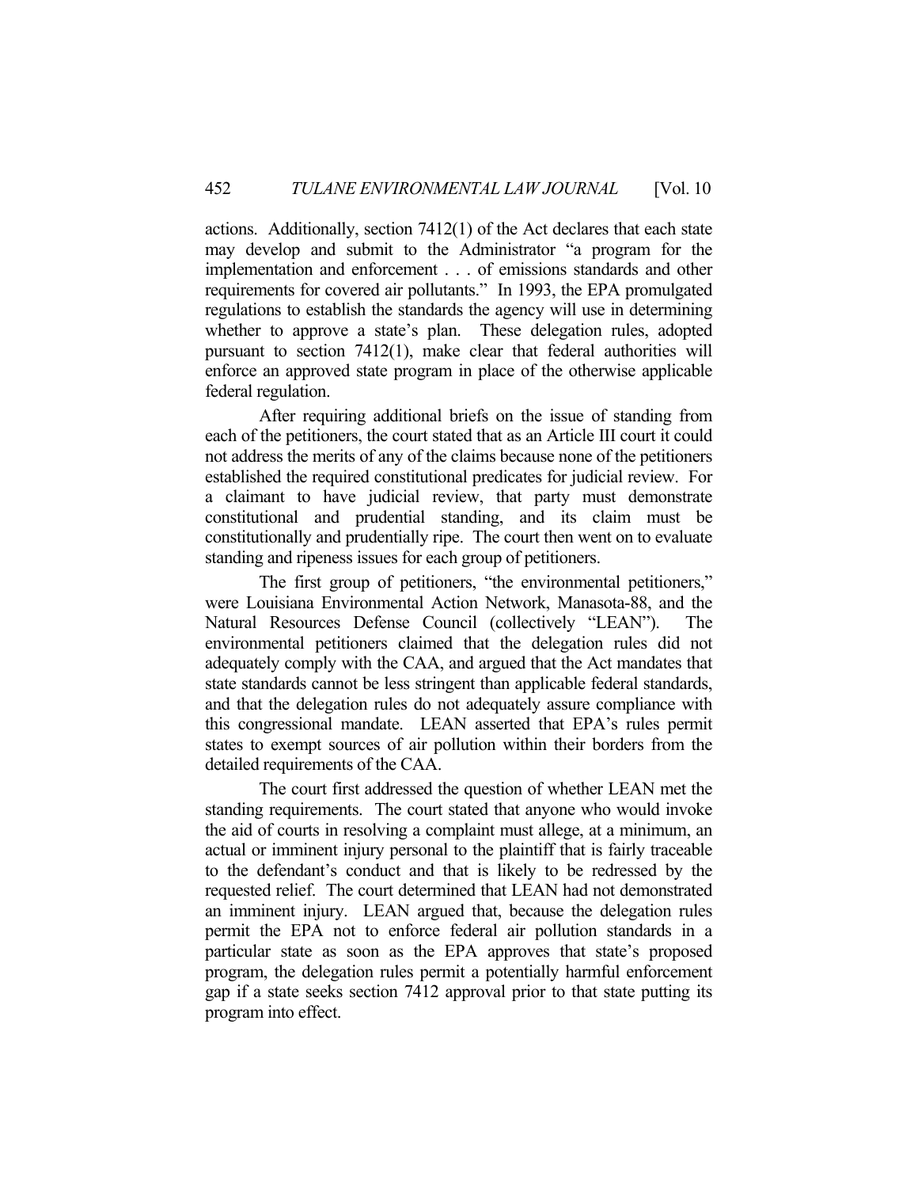actions. Additionally, section 7412(l) of the Act declares that each state may develop and submit to the Administrator "a program for the implementation and enforcement . . . of emissions standards and other requirements for covered air pollutants." In 1993, the EPA promulgated regulations to establish the standards the agency will use in determining whether to approve a state's plan. These delegation rules, adopted pursuant to section 7412(l), make clear that federal authorities will enforce an approved state program in place of the otherwise applicable federal regulation.

After requiring additional briefs on the issue of standing from each of the petitioners, the court stated that as an Article III court it could not address the merits of any of the claims because none of the petitioners established the required constitutional predicates for judicial review. For a claimant to have judicial review, that party must demonstrate constitutional and prudential standing, and its claim must be constitutionally and prudentially ripe. The court then went on to evaluate standing and ripeness issues for each group of petitioners.

The first group of petitioners, "the environmental petitioners," were Louisiana Environmental Action Network, Manasota-88, and the Natural Resources Defense Council (collectively "LEAN"). The environmental petitioners claimed that the delegation rules did not adequately comply with the CAA, and argued that the Act mandates that state standards cannot be less stringent than applicable federal standards, and that the delegation rules do not adequately assure compliance with this congressional mandate. LEAN asserted that EPA's rules permit states to exempt sources of air pollution within their borders from the detailed requirements of the CAA.

The court first addressed the question of whether LEAN met the standing requirements. The court stated that anyone who would invoke the aid of courts in resolving a complaint must allege, at a minimum, an actual or imminent injury personal to the plaintiff that is fairly traceable to the defendant's conduct and that is likely to be redressed by the requested relief. The court determined that LEAN had not demonstrated an imminent injury. LEAN argued that, because the delegation rules permit the EPA not to enforce federal air pollution standards in a particular state as soon as the EPA approves that state's proposed program, the delegation rules permit a potentially harmful enforcement gap if a state seeks section 7412 approval prior to that state putting its program into effect.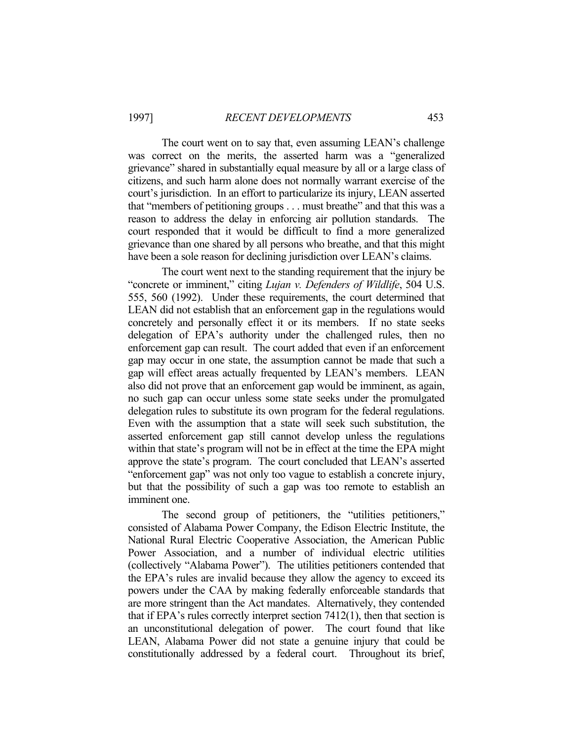The court went on to say that, even assuming LEAN's challenge was correct on the merits, the asserted harm was a "generalized grievance" shared in substantially equal measure by all or a large class of citizens, and such harm alone does not normally warrant exercise of the court's jurisdiction. In an effort to particularize its injury, LEAN asserted that "members of petitioning groups . . . must breathe" and that this was a reason to address the delay in enforcing air pollution standards. The court responded that it would be difficult to find a more generalized grievance than one shared by all persons who breathe, and that this might have been a sole reason for declining jurisdiction over LEAN's claims.

The court went next to the standing requirement that the injury be "concrete or imminent," citing *Lujan v. Defenders of Wildlife*, 504 U.S. 555, 560 (1992). Under these requirements, the court determined that LEAN did not establish that an enforcement gap in the regulations would concretely and personally effect it or its members. If no state seeks delegation of EPA's authority under the challenged rules, then no enforcement gap can result. The court added that even if an enforcement gap may occur in one state, the assumption cannot be made that such a gap will effect areas actually frequented by LEAN's members. LEAN also did not prove that an enforcement gap would be imminent, as again, no such gap can occur unless some state seeks under the promulgated delegation rules to substitute its own program for the federal regulations. Even with the assumption that a state will seek such substitution, the asserted enforcement gap still cannot develop unless the regulations within that state's program will not be in effect at the time the EPA might approve the state's program. The court concluded that LEAN's asserted "enforcement gap" was not only too vague to establish a concrete injury, but that the possibility of such a gap was too remote to establish an imminent one.

The second group of petitioners, the "utilities petitioners," consisted of Alabama Power Company, the Edison Electric Institute, the National Rural Electric Cooperative Association, the American Public Power Association, and a number of individual electric utilities (collectively "Alabama Power"). The utilities petitioners contended that the EPA's rules are invalid because they allow the agency to exceed its powers under the CAA by making federally enforceable standards that are more stringent than the Act mandates. Alternatively, they contended that if EPA's rules correctly interpret section 7412(1), then that section is an unconstitutional delegation of power. The court found that like LEAN, Alabama Power did not state a genuine injury that could be constitutionally addressed by a federal court. Throughout its brief,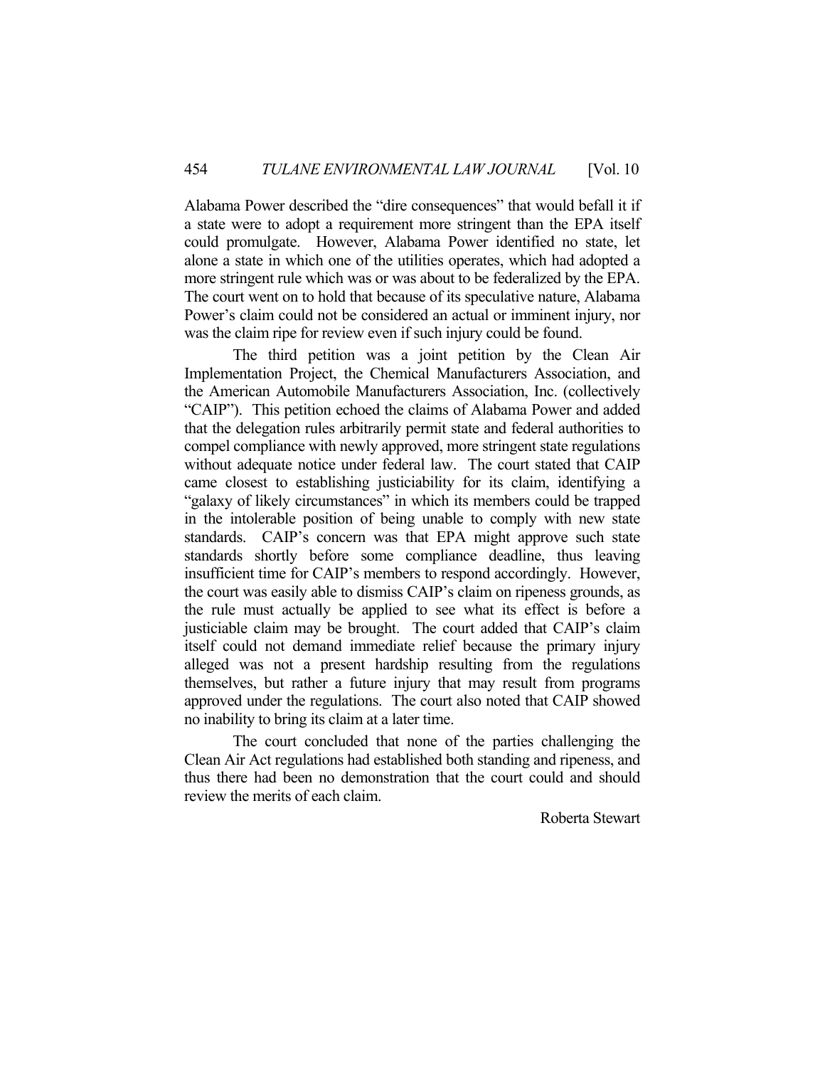Alabama Power described the "dire consequences" that would befall it if a state were to adopt a requirement more stringent than the EPA itself could promulgate. However, Alabama Power identified no state, let alone a state in which one of the utilities operates, which had adopted a more stringent rule which was or was about to be federalized by the EPA. The court went on to hold that because of its speculative nature, Alabama Power's claim could not be considered an actual or imminent injury, nor was the claim ripe for review even if such injury could be found.

The third petition was a joint petition by the Clean Air Implementation Project, the Chemical Manufacturers Association, and the American Automobile Manufacturers Association, Inc. (collectively "CAIP"). This petition echoed the claims of Alabama Power and added that the delegation rules arbitrarily permit state and federal authorities to compel compliance with newly approved, more stringent state regulations without adequate notice under federal law. The court stated that CAIP came closest to establishing justiciability for its claim, identifying a "galaxy of likely circumstances" in which its members could be trapped in the intolerable position of being unable to comply with new state standards. CAIP's concern was that EPA might approve such state standards shortly before some compliance deadline, thus leaving insufficient time for CAIP's members to respond accordingly. However, the court was easily able to dismiss CAIP's claim on ripeness grounds, as the rule must actually be applied to see what its effect is before a justiciable claim may be brought. The court added that CAIP's claim itself could not demand immediate relief because the primary injury alleged was not a present hardship resulting from the regulations themselves, but rather a future injury that may result from programs approved under the regulations. The court also noted that CAIP showed no inability to bring its claim at a later time.

The court concluded that none of the parties challenging the Clean Air Act regulations had established both standing and ripeness, and thus there had been no demonstration that the court could and should review the merits of each claim.

Roberta Stewart